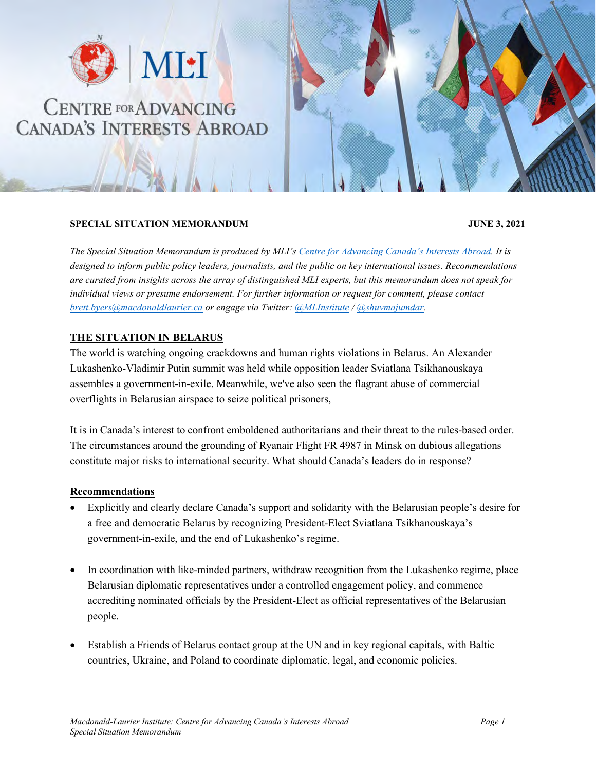# Centre for Advancing Canada's Interests Abroad

**SPECIAL SITUATION MEMORANDUM** **JUNE 3, 2021**

*The Special Situation Memorandum is produced by MLI's Centre for Advancing Canada's Interests Abroad. It is designed to inform public policy leaders, journalists, and the public on key international issues. Recommendations are curated from insights across the array of distinguished MLI experts, but this memorandum does not speak for individual views or presume endorsement. For further information or request for comment, please contact brett.byers@macdonaldlaurier.ca or engage via Twitter: @MLInstitute / @shuvmajumdar.*

## THE SITUATION IN BELARUS

The world is watching ongoing crackdowns and human rights violations in Belarus. An Alexander Lukashenko-Vladimir Putin summit was held while opposition leader Sviatlana Tsikhanouskaya assembles a government-in-exile. Meanwhile, we've also seen the flagrant abuse of commercial overflights in Belarusian airspace to seize political prisoners,

It is in Canada's interest to confront emboldened authoritarians and their threat to the rules-based order. The circumstances around the grounding of Ryanair Flight FR 4987 in Minsk on dubious allegations constitute major risks to international security. What should Canada's leaders do in response?

### Recommendations

- Explicitly and clearly declare Canada's support and solidarity with the Belarusian people's desire for a free and democratic Belarus by recognizing President-Elect Sviatlana Tsikhanouskaya's government-in-exile, and the end of Lukashenko's regime.
- In coordination with like-minded partners, withdraw recognition from the Lukashenko regime, place Belarusian diplomatic representatives under a controlled engagement policy, and commence accrediting nominated officials by the President-Elect as official representatives of the Belarusian people.
- Establish a Friends of Belarus contact group at the UN and in key regional capitals, with Baltic countries, Ukraine, and Poland to coordinate diplomatic, legal, and economic policies.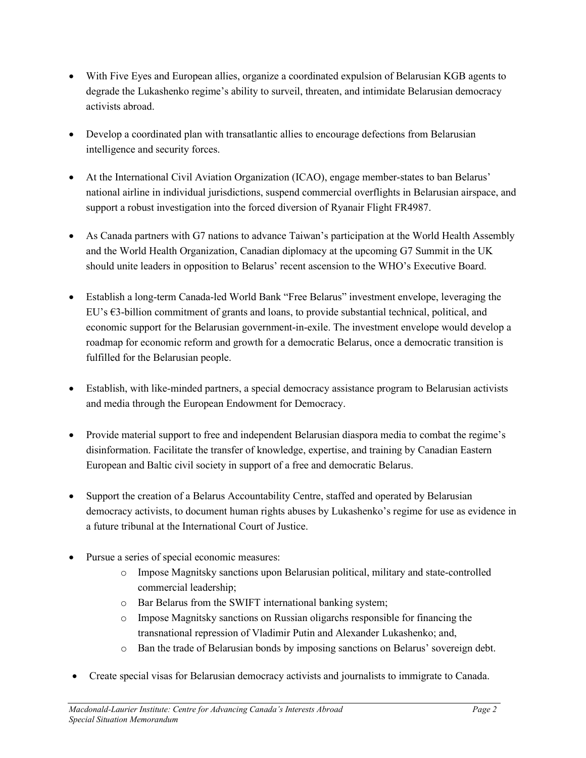- With Five Eyes and European allies, organize a coordinated expulsion of Belarusian KGB agents to degrade the Lukashenko regime's ability to surveil, threaten, and intimidate Belarusian democracy activists abroad.

- Develop a coordinated plan with transatlantic allies to encourage defections from Belarusian intelligence and security forces.

- At the International Civil Aviation Organization (ICAO), engage member-states to ban Belarus' national airline in individual jurisdictions, suspend commercial overflights in Belarusian airspace, and support a robust investigation into the forced diversion of Ryanair Flight FR4987.

- As Canada partners with G7 nations to advance Taiwan's participation at the World Health Assembly and the World Health Organization, Canadian diplomacy at the upcoming G7 Summit in the UK should unite leaders in opposition to Belarus' recent ascension to the WHO's Executive Board.

- Establish a long-term Canada-led World Bank "Free Belarus" investment envelope, leveraging the EU's €3-billion commitment of grants and loans, to provide substantial technical, political, and economic support for the Belarusian government-in-exile. The investment envelope would develop a roadmap for economic reform and growth for a democratic Belarus, once a democratic transition is fulfilled for the Belarusian people.

- Establish, with like-minded partners, a special democracy assistance program to Belarusian activists and media through the European Endowment for Democracy.

- Provide material support to free and independent Belarusian diaspora media to combat the regime's disinformation. Facilitate the transfer of knowledge, expertise, and training by Canadian Eastern European and Baltic civil society in support of a free and democratic Belarus.

- Support the creation of a Belarus Accountability Centre, staffed and operated by Belarusian democracy activists, to document human rights abuses by Lukashenko's regime for use as evidence in a future tribunal at the International Court of Justice.

- Pursue a series of special economic measures:
  - Impose Magnitsky sanctions upon Belarusian political, military and state-controlled commercial leadership;
  - Bar Belarus from the SWIFT international banking system;
  - Impose Magnitsky sanctions on Russian oligarchs responsible for financing the transnational repression of Vladimir Putin and Alexander Lukashenko; and,
  - Ban the trade of Belarusian bonds by imposing sanctions on Belarus' sovereign debt.

- Create special visas for Belarusian democracy activists and journalists to immigrate to Canada.